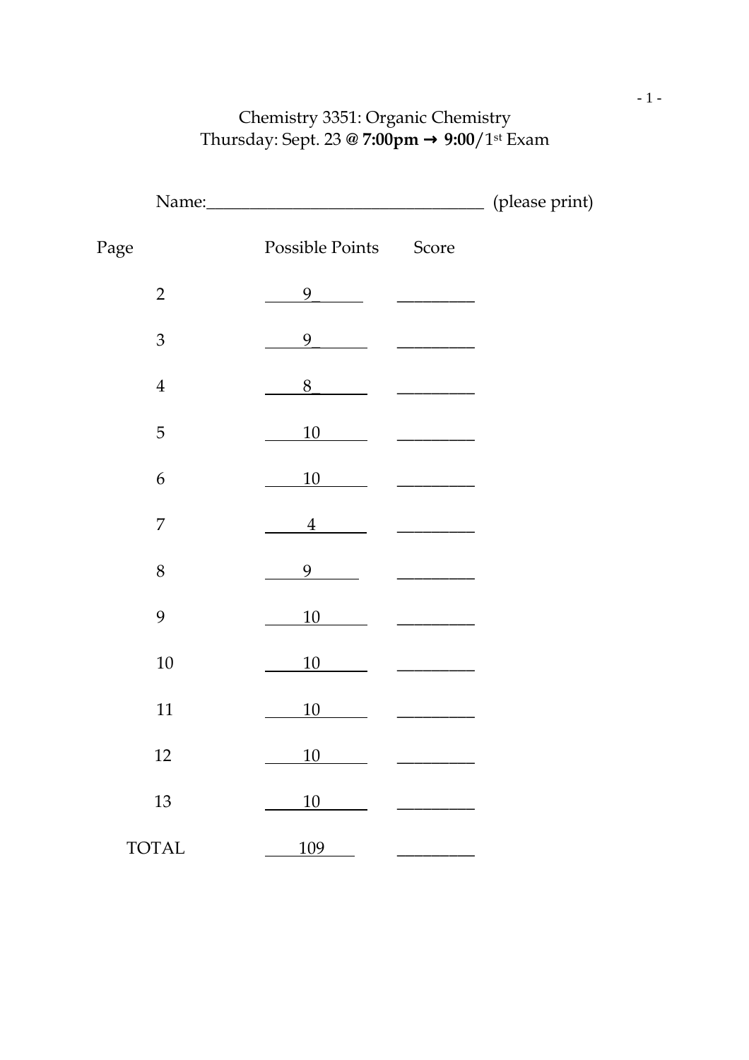# Chemistry 3351: Organic Chemistry

Thursday: Sept. 23 @ **7:00pm → 9:00**/1st Exam

Name:_________________________________ (please print)

| Page | Possible Points | Score |
| --- | --- | --- |
| 2 | 9 | _________ |
| 3 | 9 | _________ |
| 4 | 8 | _________ |
| 5 | 10 | _________ |
| 6 | 10 | _________ |
| 7 | 4 | _________ |
| 8 | 9 | _________ |
| 9 | 10 | _________ |
| 10 | 10 | _________ |
| 11 | 10 | _________ |
| 12 | 10 | _________ |
| 13 | 10 | _________ |
| TOTAL | 109 | _________ |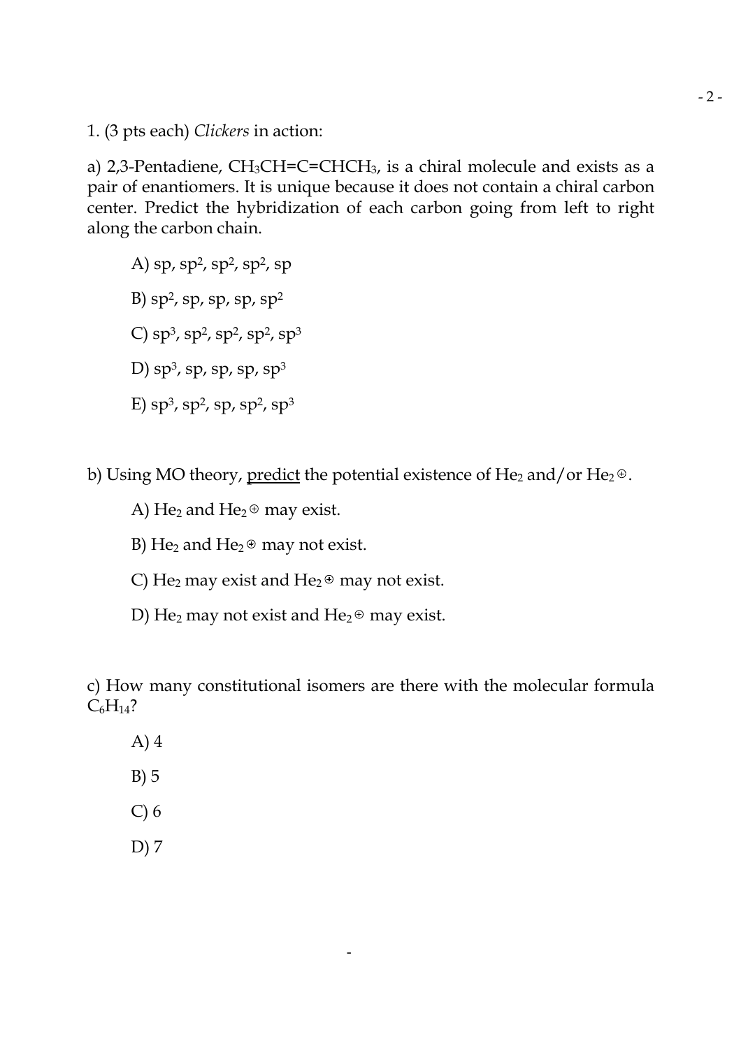1. (3 pts each) *Clickers* in action:

a) 2,3-Pentadiene, $CH_3CH{=}C{=}CHCH_3$, is a chiral molecule and exists as a pair of enantiomers. It is unique because it does not contain a chiral carbon center. Predict the hybridization of each carbon going from left to right along the carbon chain.

A) sp, $sp^2$, $sp^2$, $sp^2$, sp

B) $sp^2$, sp, sp, sp, $sp^2$

C) $sp^3$, $sp^2$, $sp^2$, $sp^2$, $sp^3$

D) $sp^3$, sp, sp, sp, $sp^3$

E) $sp^3$, $sp^2$, sp, $sp^2$, $sp^3$

b) Using MO theory, <u>predict</u> the potential existence of $He_2$ and/or $He_2^{\oplus}$.

A) $He_2$ and $He_2^{\oplus}$ may exist.

B) $He_2$ and $He_2^{\oplus}$ may not exist.

C) $He_2$ may exist and $He_2^{\oplus}$ may not exist.

D) $He_2$ may not exist and $He_2^{\oplus}$ may exist.

c) How many constitutional isomers are there with the molecular formula $C_6H_{14}$?

A) 4

B) 5

C) 6

D) 7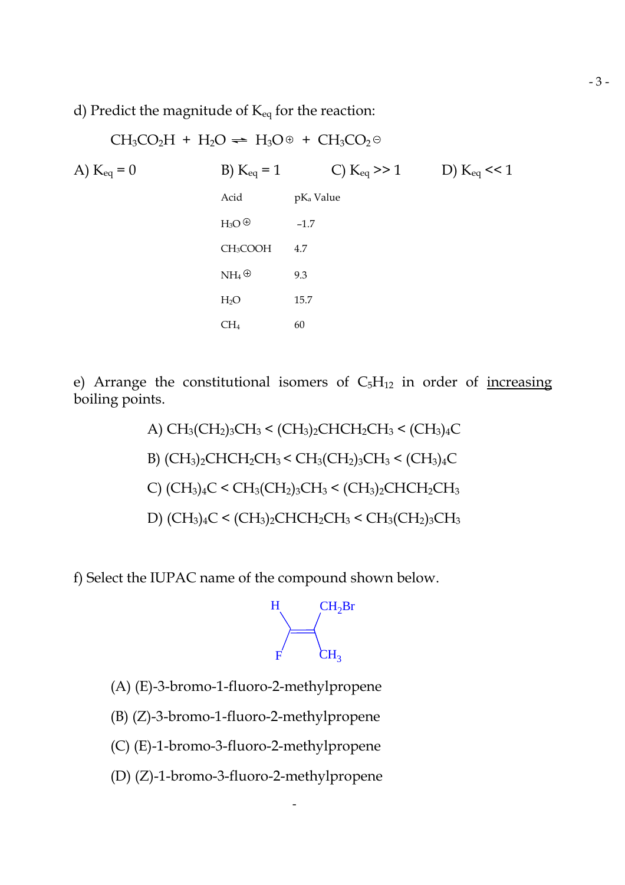d) Predict the magnitude of $K_{eq}$ for the reaction:

$$CH_3CO_2H + H_2O \rightleftharpoons H_3O^{\oplus} + CH_3CO_2^{\ominus}$$

A) $K_{eq} = 0$  B) $K_{eq} = 1$  C) $K_{eq} >> 1$  D) $K_{eq} << 1$

| Acid | $pK_a$ Value |
|---|---|
| $H_3O^{\oplus}$ | –1.7 |
| $CH_3COOH$ | 4.7 |
| $NH_4^{\oplus}$ | 9.3 |
| $H_2O$ | 15.7 |
| $CH_4$ | 60 |

e) Arrange the constitutional isomers of $C_5H_{12}$ in order of increasing boiling points.

A) $CH_3(CH_2)_3CH_3 < (CH_3)_2CHCH_2CH_3 < (CH_3)_4C$

B) $(CH_3)_2CHCH_2CH_3 < CH_3(CH_2)_3CH_3 < (CH_3)_4C$

C) $(CH_3)_4C < CH_3(CH_2)_3CH_3 < (CH_3)_2CHCH_2CH_3$

D) $(CH_3)_4C < (CH_3)_2CHCH_2CH_3 < CH_3(CH_2)_3CH_3$

f) Select the IUPAC name of the compound shown below.

(Structure: C=C double bond; left carbon bears H (top) and F (bottom); right carbon bears $CH_2Br$ (top) and $CH_3$ (bottom).)

(A) (E)-3-bromo-1-fluoro-2-methylpropene

(B) (Z)-3-bromo-1-fluoro-2-methylpropene

(C) (E)-1-bromo-3-fluoro-2-methylpropene

(D) (Z)-1-bromo-3-fluoro-2-methylpropene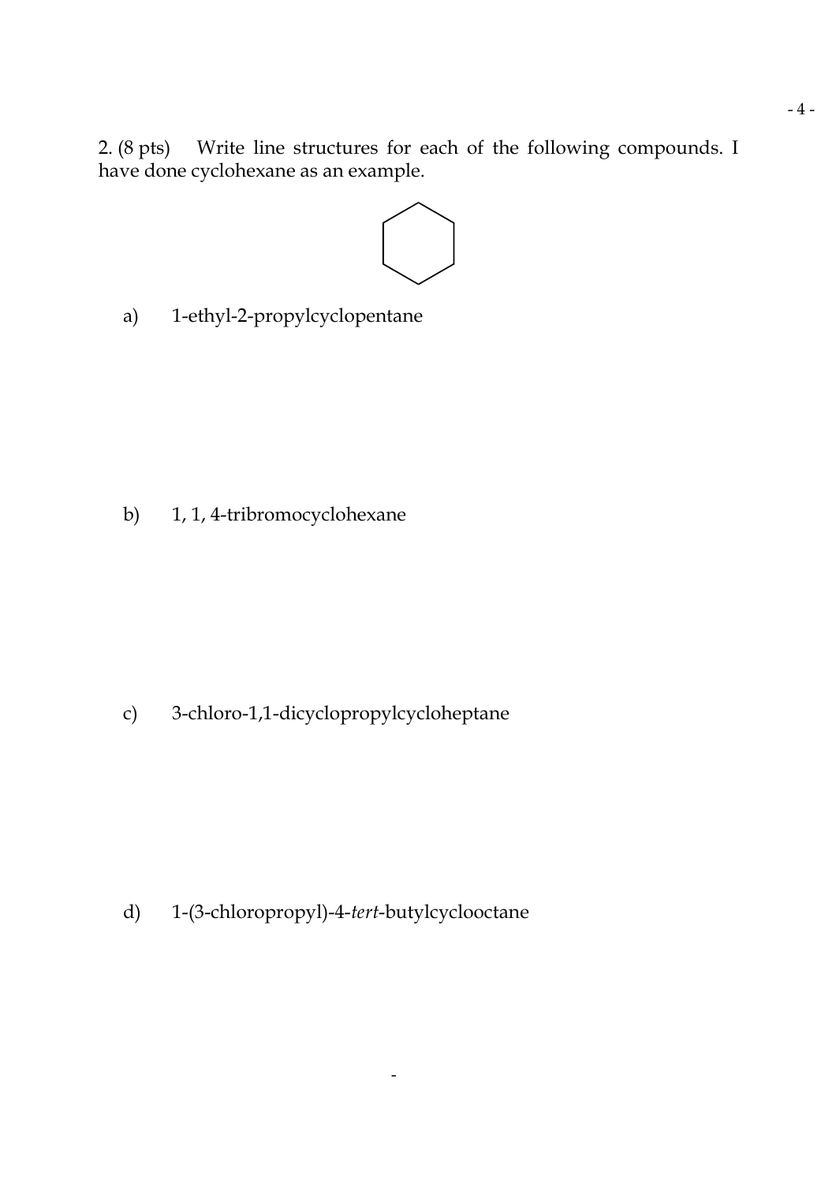2. (8 pts) Write line structures for each of the following compounds. I have done cyclohexane as an example.

a) 1-ethyl-2-propylcyclopentane

b) 1, 1, 4-tribromocyclohexane

c) 3-chloro-1,1-dicyclopropylcycloheptane

d) 1-(3-chloropropyl)-4-*tert*-butylcyclooctane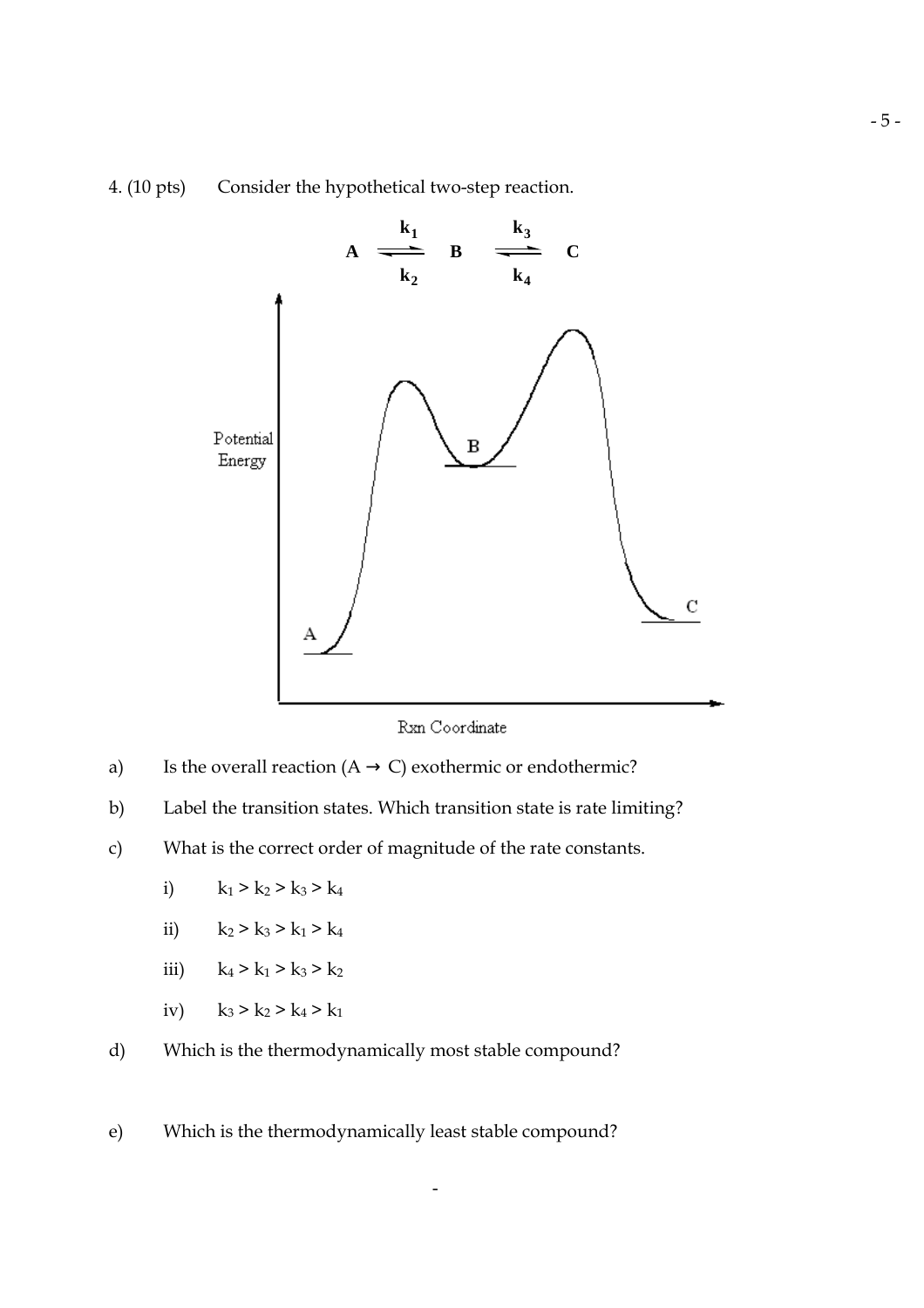4. (10 pts) Consider the hypothetical two-step reaction.

$$A \underset{k_2}{\overset{k_1}{\rightleftharpoons}} B \underset{k_4}{\overset{k_3}{\rightleftharpoons}} C$$

a) Is the overall reaction (A → C) exothermic or endothermic?

b) Label the transition states. Which transition state is rate limiting?

c) What is the correct order of magnitude of the rate constants.

   i) $k_1 > k_2 > k_3 > k_4$

   ii) $k_2 > k_3 > k_1 > k_4$

   iii) $k_4 > k_1 > k_3 > k_2$

   iv) $k_3 > k_2 > k_4 > k_1$

d) Which is the thermodynamically most stable compound?

e) Which is the thermodynamically least stable compound?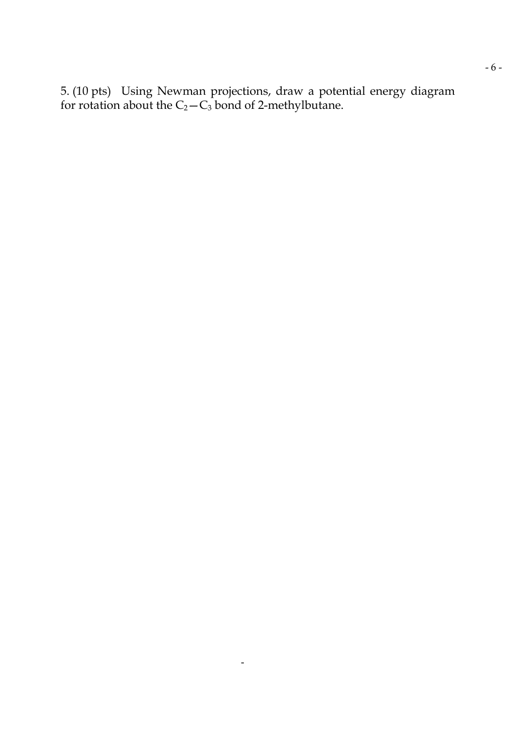5. (10 pts) Using Newman projections, draw a potential energy diagram for rotation about the $C_2-C_3$ bond of 2-methylbutane.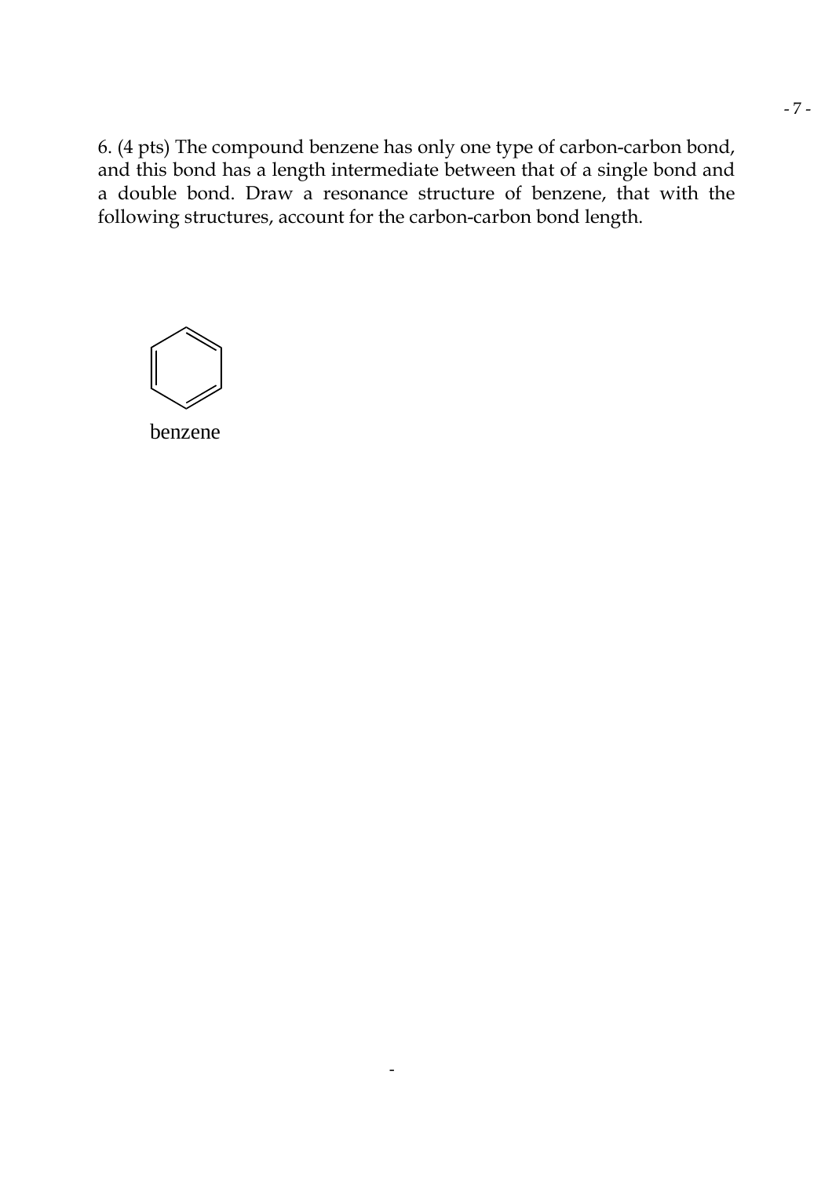6. (4 pts) The compound benzene has only one type of carbon-carbon bond, and this bond has a length intermediate between that of a single bond and a double bond. Draw a resonance structure of benzene, that with the following structures, account for the carbon-carbon bond length.

benzene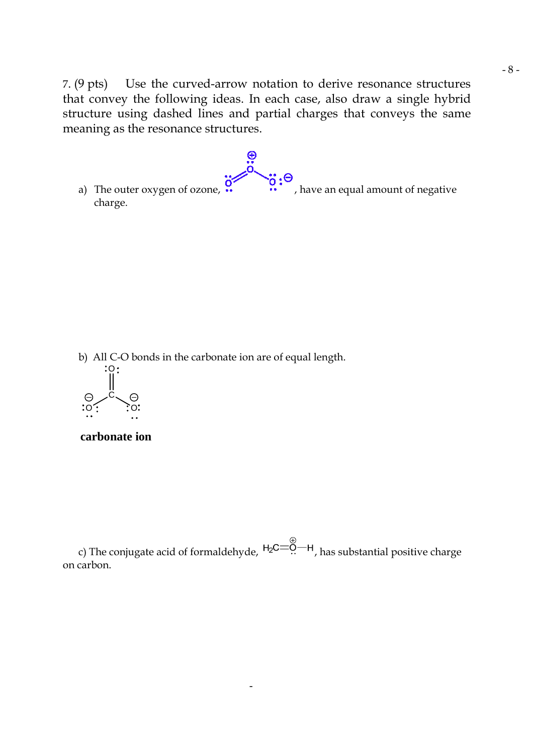7. (9 pts) Use the curved-arrow notation to derive resonance structures that convey the following ideas. In each case, also draw a single hybrid structure using dashed lines and partial charges that conveys the same meaning as the resonance structures.

a) The outer oxygen of ozone, , have an equal amount of negative charge.

b) All C-O bonds in the carbonate ion are of equal length.

**carbonate ion**

c) The conjugate acid of formaldehyde, $H_2C{=}\overset{\oplus}{O}{-}H$, has substantial positive charge on carbon.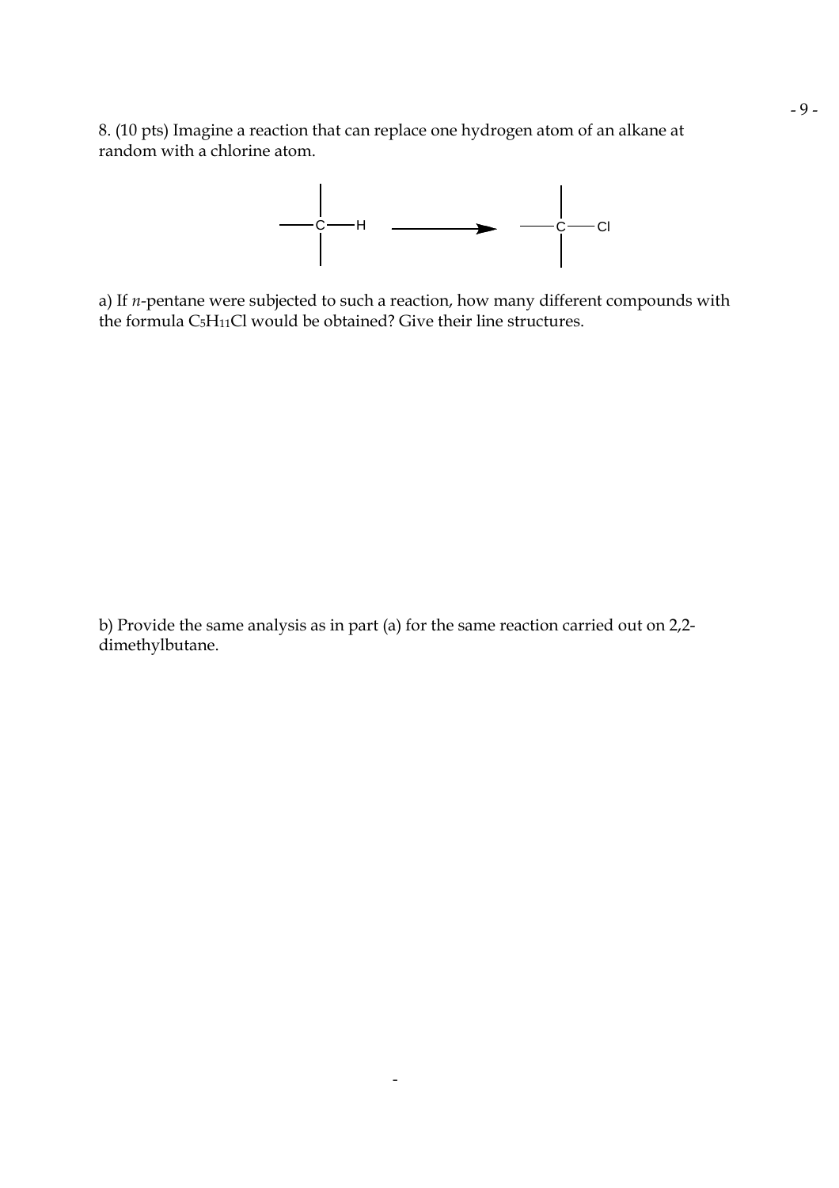8. (10 pts) Imagine a reaction that can replace one hydrogen atom of an alkane at random with a chlorine atom.

$$\text{—C—H} \longrightarrow \text{—C—Cl}$$

a) If *n*-pentane were subjected to such a reaction, how many different compounds with the formula $C_5H_{11}Cl$ would be obtained? Give their line structures.

b) Provide the same analysis as in part (a) for the same reaction carried out on 2,2-dimethylbutane.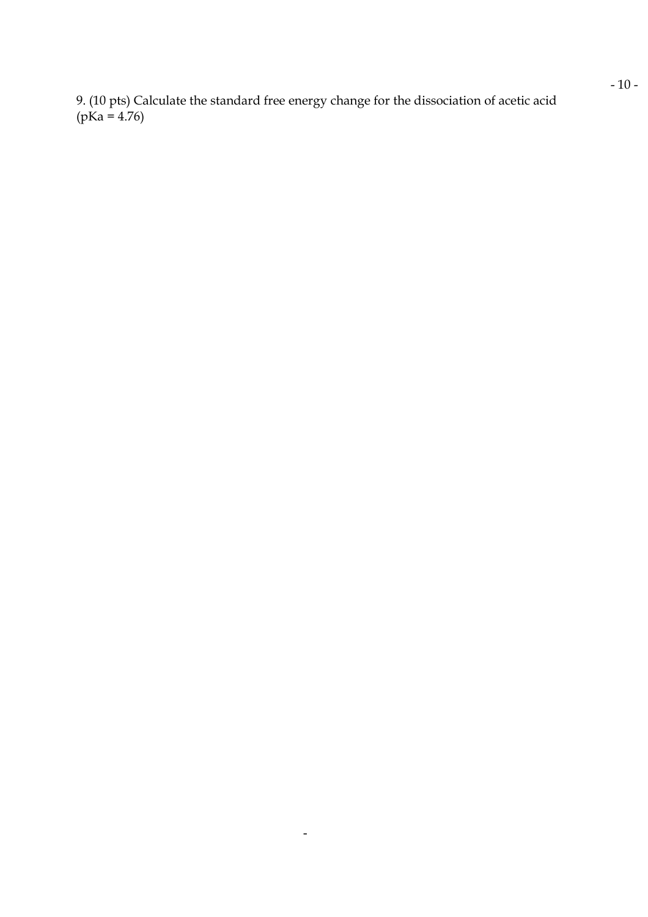9. (10 pts) Calculate the standard free energy change for the dissociation of acetic acid (pKa = 4.76)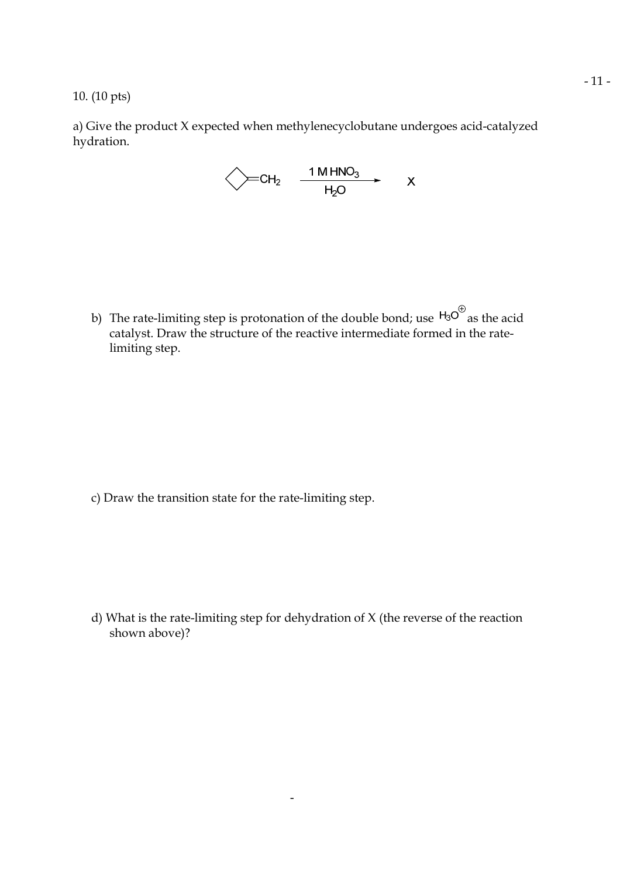10. (10 pts)

a) Give the product X expected when methylenecyclobutane undergoes acid-catalyzed hydration.

$$\text{(methylenecyclobutane)}{=}CH_2 \xrightarrow[H_2O]{1\ M\ HNO_3} X$$

b) The rate-limiting step is protonation of the double bond; use $H_3O^{\oplus}$ as the acid catalyst. Draw the structure of the reactive intermediate formed in the rate-limiting step.

c) Draw the transition state for the rate-limiting step.

d) What is the rate-limiting step for dehydration of X (the reverse of the reaction shown above)?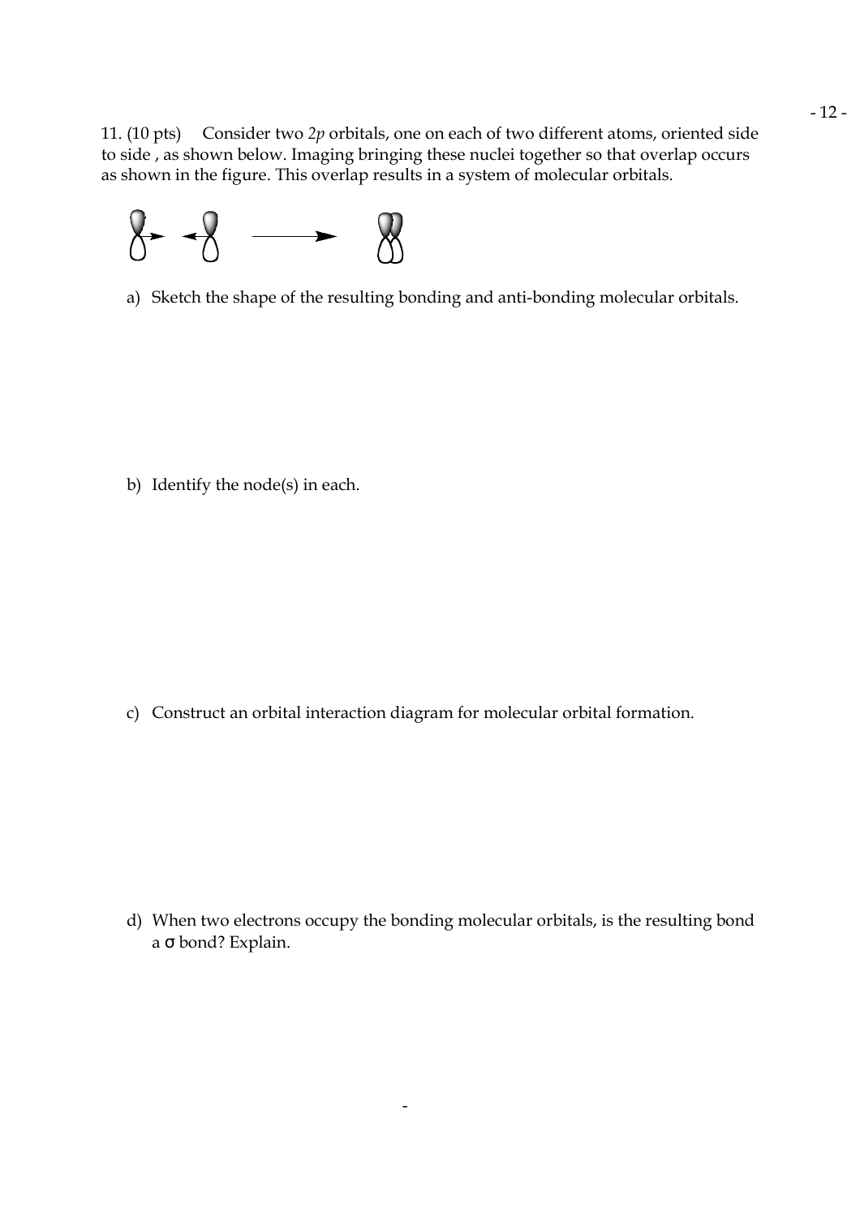11. (10 pts) Consider two *2p* orbitals, one on each of two different atoms, oriented side to side , as shown below. Imaging bringing these nuclei together so that overlap occurs as shown in the figure. This overlap results in a system of molecular orbitals.

a) Sketch the shape of the resulting bonding and anti-bonding molecular orbitals.

b) Identify the node(s) in each.

c) Construct an orbital interaction diagram for molecular orbital formation.

d) When two electrons occupy the bonding molecular orbitals, is the resulting bond a σ bond? Explain.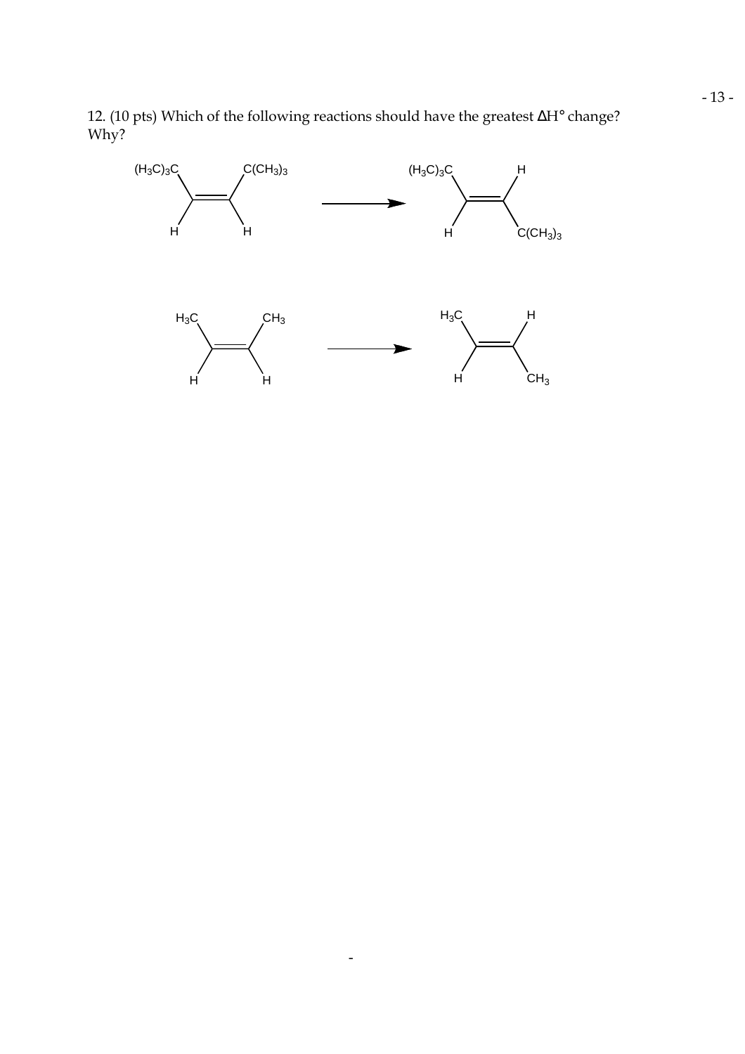12. (10 pts) Which of the following reactions should have the greatest ΔH° change? Why?

$(H_3C)_3C$ &nbsp; $C(CH_3)_3$ &nbsp;&nbsp; → &nbsp;&nbsp; $(H_3C)_3C$ &nbsp; H

H &nbsp; H &nbsp;&nbsp;&nbsp;&nbsp;&nbsp;&nbsp;&nbsp;&nbsp;&nbsp;&nbsp;&nbsp; H &nbsp; $C(CH_3)_3$

$H_3C$ &nbsp; $CH_3$ &nbsp;&nbsp; → &nbsp;&nbsp; $H_3C$ &nbsp; H

H &nbsp; H &nbsp;&nbsp;&nbsp;&nbsp;&nbsp;&nbsp;&nbsp;&nbsp;&nbsp;&nbsp;&nbsp; H &nbsp; $CH_3$